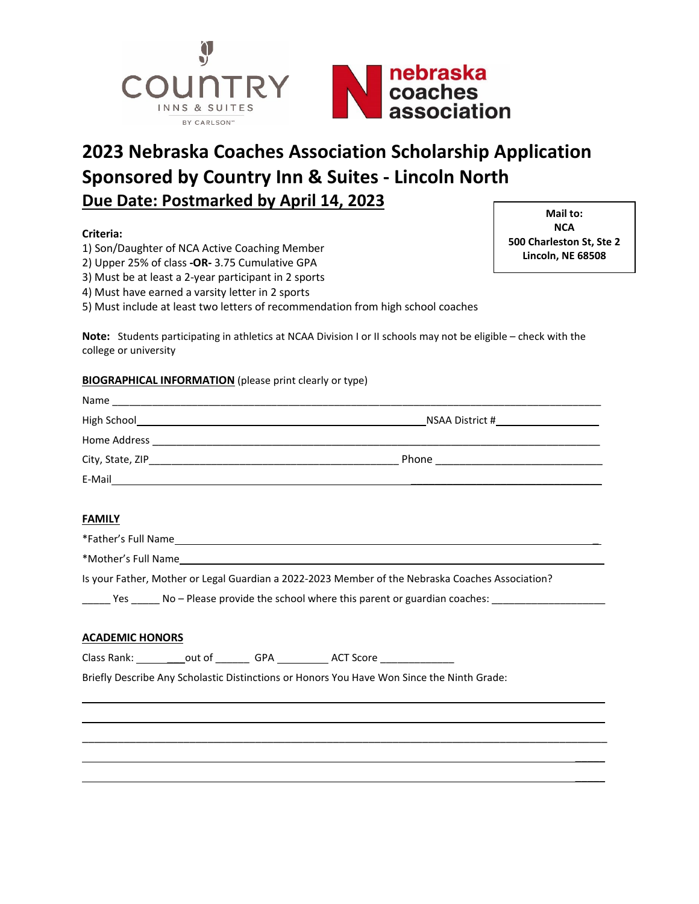# 2023 Nebraska Coaches Association Scholarship Application
# Sponsored by Country Inn & Suites - Lincoln North

## Due Date: Postmarked by April 14, 2023

**Mail to:**
**NCA**
**500 Charleston St, Ste 2**
**Lincoln, NE 68508**

**Criteria:**

1) Son/Daughter of NCA Active Coaching Member
2) Upper 25% of class **-OR-** 3.75 Cumulative GPA
3) Must be at least a 2-year participant in 2 sports
4) Must have earned a varsity letter in 2 sports
5) Must include at least two letters of recommendation from high school coaches

**Note:** Students participating in athletics at NCAA Division I or II schools may not be eligible – check with the college or university

**BIOGRAPHICAL INFORMATION** (please print clearly or type)

Name ______________________________________________________________________________

High School ____________________________________________ NSAA District # _______________

Home Address ________________________________________________________________________

City, State, ZIP ________________________________________ Phone ___________________________

E-Mail ______________________________________________________________________________

**FAMILY**

*Father's Full Name ____________________________________________________________________

*Mother's Full Name ___________________________________________________________________

Is your Father, Mother or Legal Guardian a 2022-2023 Member of the Nebraska Coaches Association?

_____ Yes _____ No – Please provide the school where this parent or guardian coaches: ___________________

**ACADEMIC HONORS**

Class Rank: ________ out of ______ GPA _________ ACT Score _____________

Briefly Describe Any Scholastic Distinctions or Honors You Have Won Since the Ninth Grade:

_____________________________________________________________________________________

_____________________________________________________________________________________

_____________________________________________________________________________________

_____________________________________________________________________________________

_____________________________________________________________________________________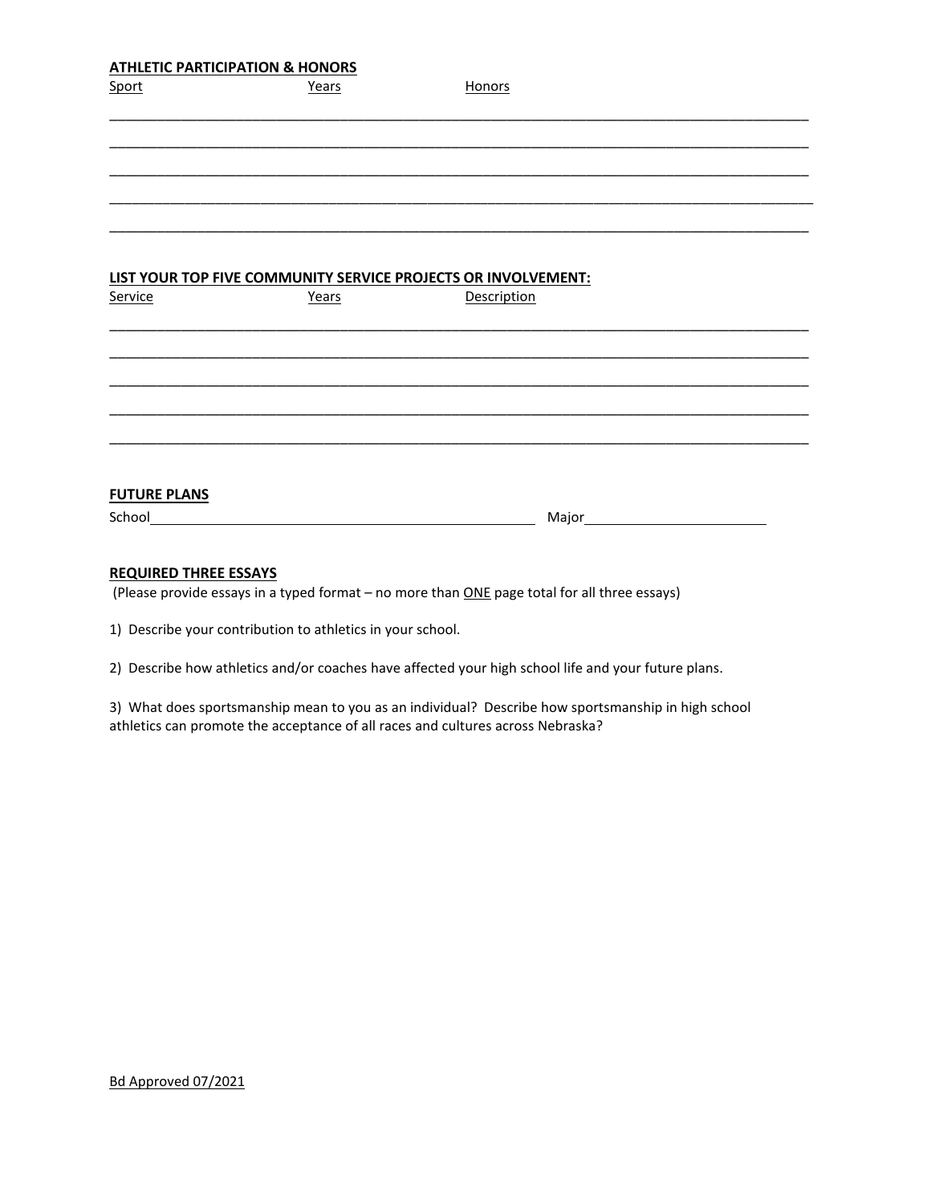**ATHLETIC PARTICIPATION & HONORS**

Sport Years Honors

______________________________________________________________________________

______________________________________________________________________________

______________________________________________________________________________

______________________________________________________________________________

______________________________________________________________________________

**LIST YOUR TOP FIVE COMMUNITY SERVICE PROJECTS OR INVOLVEMENT:**

Service Years Description

______________________________________________________________________________

______________________________________________________________________________

______________________________________________________________________________

______________________________________________________________________________

______________________________________________________________________________

**FUTURE PLANS**

School_______________________________________________ Major______________________

**REQUIRED THREE ESSAYS**

(Please provide essays in a typed format – no more than ONE page total for all three essays)

1) Describe your contribution to athletics in your school.

2) Describe how athletics and/or coaches have affected your high school life and your future plans.

3) What does sportsmanship mean to you as an individual? Describe how sportsmanship in high school athletics can promote the acceptance of all races and cultures across Nebraska?

Bd Approved 07/2021